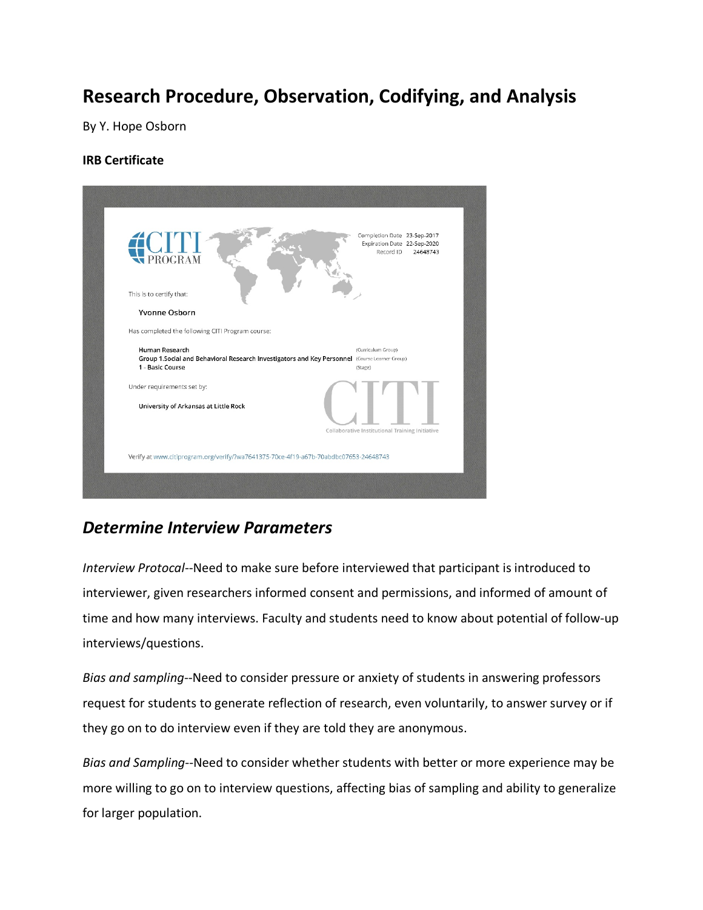# Research Procedure, Observation, Codifying, and Analysis

By Y. Hope Osborn

**IRB Certificate**

CITI PROGRAM

Completion Date 23-Sep-2017
Expiration Date 22-Sep-2020
Record ID 24648743

This is to certify that:

Yvonne Osborn

Has completed the following CITI Program course:

Human Research (Curriculum Group)
Group 1.Social and Behavioral Research Investigators and Key Personnel (Course Learner Group)
1 - Basic Course (Stage)

Under requirements set by:

University of Arkansas at Little Rock

CITI
Collaborative Institutional Training Initiative

Verify at www.citiprogram.org/verify/?wa7641375-70ce-4f19-a67b-70abdbc07653-24648743

## *Determine Interview Parameters*

*Interview Protocal*--Need to make sure before interviewed that participant is introduced to interviewer, given researchers informed consent and permissions, and informed of amount of time and how many interviews. Faculty and students need to know about potential of follow-up interviews/questions.

*Bias and sampling*--Need to consider pressure or anxiety of students in answering professors request for students to generate reflection of research, even voluntarily, to answer survey or if they go on to do interview even if they are told they are anonymous.

*Bias and Sampling*--Need to consider whether students with better or more experience may be more willing to go on to interview questions, affecting bias of sampling and ability to generalize for larger population.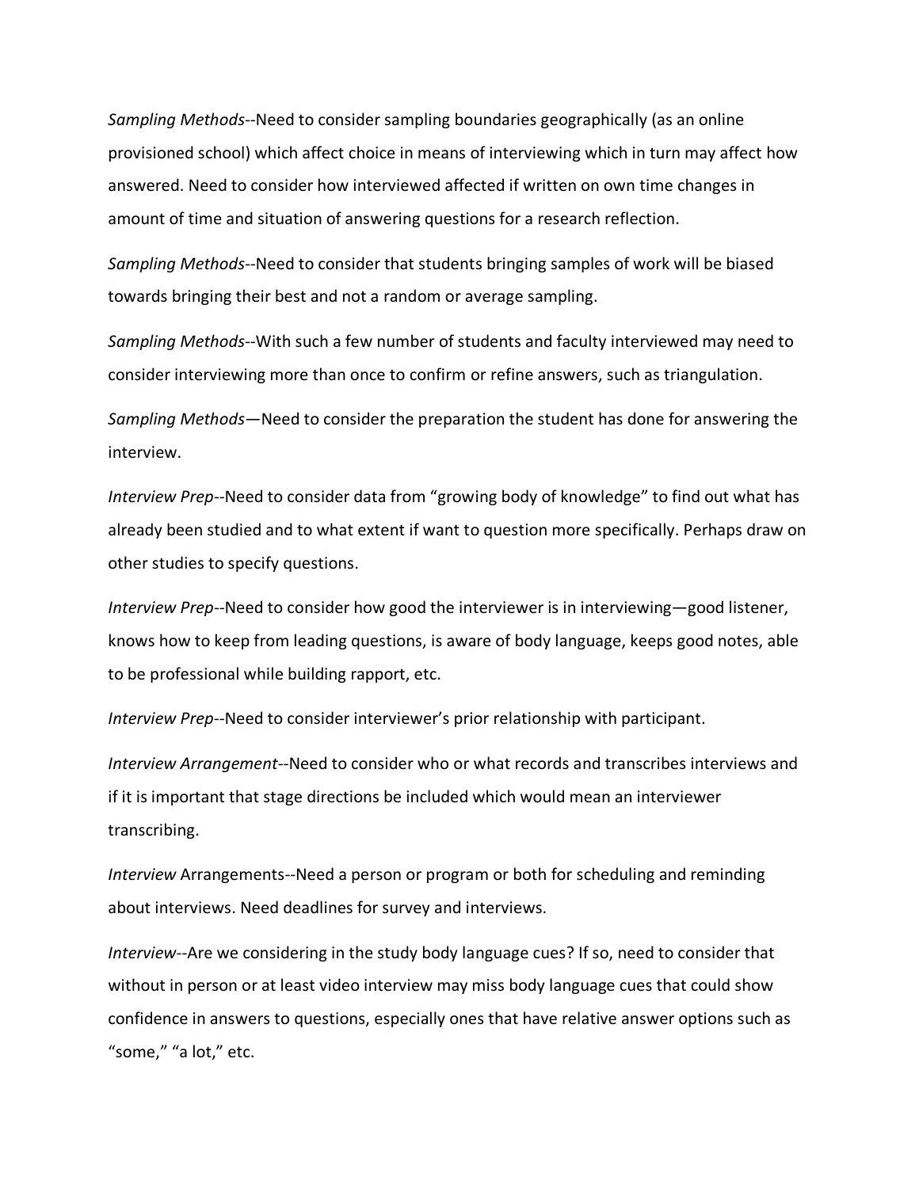*Sampling Methods*--Need to consider sampling boundaries geographically (as an online provisioned school) which affect choice in means of interviewing which in turn may affect how answered. Need to consider how interviewed affected if written on own time changes in amount of time and situation of answering questions for a research reflection.

*Sampling Methods*--Need to consider that students bringing samples of work will be biased towards bringing their best and not a random or average sampling.

*Sampling Methods*--With such a few number of students and faculty interviewed may need to consider interviewing more than once to confirm or refine answers, such as triangulation.

*Sampling Methods*—Need to consider the preparation the student has done for answering the interview.

*Interview Prep*--Need to consider data from "growing body of knowledge" to find out what has already been studied and to what extent if want to question more specifically. Perhaps draw on other studies to specify questions.

*Interview Prep*--Need to consider how good the interviewer is in interviewing—good listener, knows how to keep from leading questions, is aware of body language, keeps good notes, able to be professional while building rapport, etc.

*Interview Prep*--Need to consider interviewer's prior relationship with participant.

*Interview Arrangement*--Need to consider who or what records and transcribes interviews and if it is important that stage directions be included which would mean an interviewer transcribing.

*Interview* Arrangements--Need a person or program or both for scheduling and reminding about interviews. Need deadlines for survey and interviews.

*Interview*--Are we considering in the study body language cues? If so, need to consider that without in person or at least video interview may miss body language cues that could show confidence in answers to questions, especially ones that have relative answer options such as "some," "a lot," etc.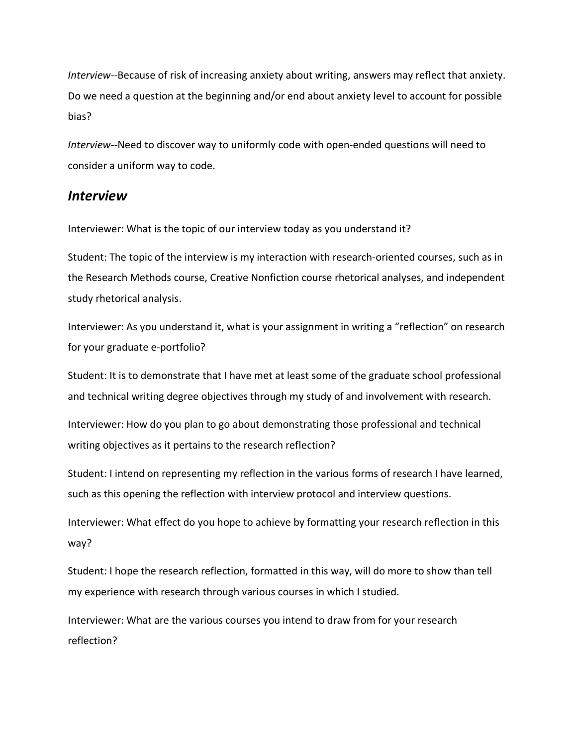*Interview*--Because of risk of increasing anxiety about writing, answers may reflect that anxiety. Do we need a question at the beginning and/or end about anxiety level to account for possible bias?

*Interview*--Need to discover way to uniformly code with open-ended questions will need to consider a uniform way to code.

## *Interview*

Interviewer: What is the topic of our interview today as you understand it?

Student: The topic of the interview is my interaction with research-oriented courses, such as in the Research Methods course, Creative Nonfiction course rhetorical analyses, and independent study rhetorical analysis.

Interviewer: As you understand it, what is your assignment in writing a "reflection" on research for your graduate e-portfolio?

Student: It is to demonstrate that I have met at least some of the graduate school professional and technical writing degree objectives through my study of and involvement with research.

Interviewer: How do you plan to go about demonstrating those professional and technical writing objectives as it pertains to the research reflection?

Student: I intend on representing my reflection in the various forms of research I have learned, such as this opening the reflection with interview protocol and interview questions.

Interviewer: What effect do you hope to achieve by formatting your research reflection in this way?

Student: I hope the research reflection, formatted in this way, will do more to show than tell my experience with research through various courses in which I studied.

Interviewer: What are the various courses you intend to draw from for your research reflection?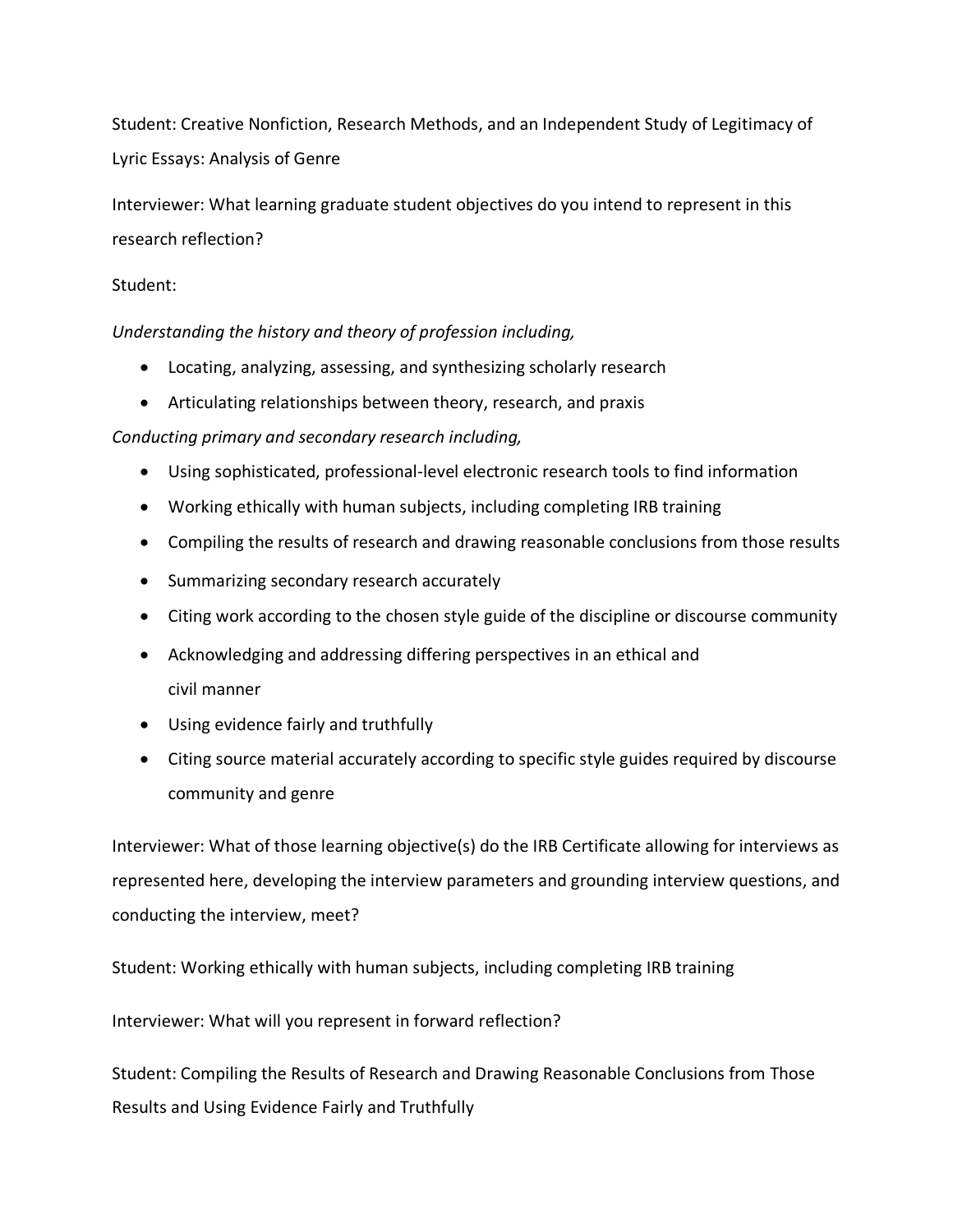Student: Creative Nonfiction, Research Methods, and an Independent Study of Legitimacy of Lyric Essays: Analysis of Genre

Interviewer: What learning graduate student objectives do you intend to represent in this research reflection?

Student:

*Understanding the history and theory of profession including,*

- Locating, analyzing, assessing, and synthesizing scholarly research
- Articulating relationships between theory, research, and praxis

*Conducting primary and secondary research including,*

- Using sophisticated, professional-level electronic research tools to find information
- Working ethically with human subjects, including completing IRB training
- Compiling the results of research and drawing reasonable conclusions from those results
- Summarizing secondary research accurately
- Citing work according to the chosen style guide of the discipline or discourse community
- Acknowledging and addressing differing perspectives in an ethical and civil manner
- Using evidence fairly and truthfully
- Citing source material accurately according to specific style guides required by discourse community and genre

Interviewer: What of those learning objective(s) do the IRB Certificate allowing for interviews as represented here, developing the interview parameters and grounding interview questions, and conducting the interview, meet?

Student: Working ethically with human subjects, including completing IRB training

Interviewer: What will you represent in forward reflection?

Student: Compiling the Results of Research and Drawing Reasonable Conclusions from Those Results and Using Evidence Fairly and Truthfully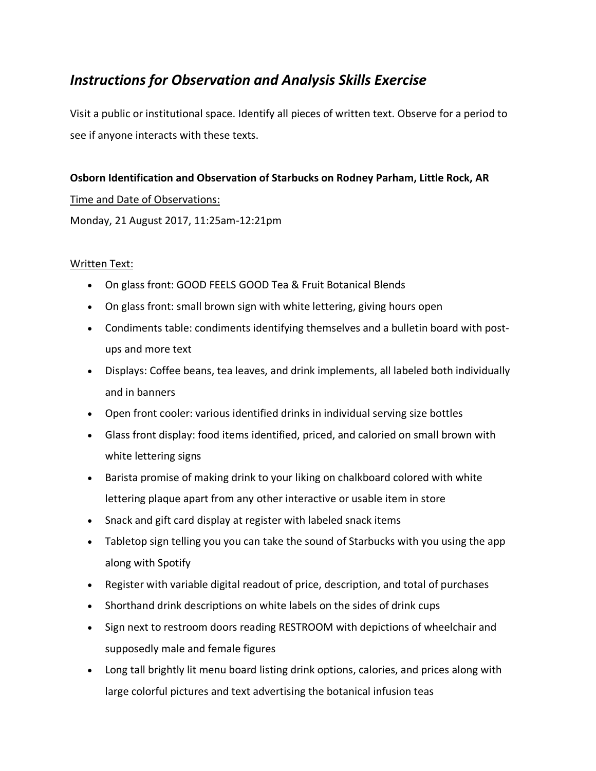## *Instructions for Observation and Analysis Skills Exercise*

Visit a public or institutional space. Identify all pieces of written text. Observe for a period to see if anyone interacts with these texts.

**Osborn Identification and Observation of Starbucks on Rodney Parham, Little Rock, AR**

Time and Date of Observations:

Monday, 21 August 2017, 11:25am-12:21pm

Written Text:

- On glass front: GOOD FEELS GOOD Tea & Fruit Botanical Blends
- On glass front: small brown sign with white lettering, giving hours open
- Condiments table: condiments identifying themselves and a bulletin board with post-ups and more text
- Displays: Coffee beans, tea leaves, and drink implements, all labeled both individually and in banners
- Open front cooler: various identified drinks in individual serving size bottles
- Glass front display: food items identified, priced, and caloried on small brown with white lettering signs
- Barista promise of making drink to your liking on chalkboard colored with white lettering plaque apart from any other interactive or usable item in store
- Snack and gift card display at register with labeled snack items
- Tabletop sign telling you you can take the sound of Starbucks with you using the app along with Spotify
- Register with variable digital readout of price, description, and total of purchases
- Shorthand drink descriptions on white labels on the sides of drink cups
- Sign next to restroom doors reading RESTROOM with depictions of wheelchair and supposedly male and female figures
- Long tall brightly lit menu board listing drink options, calories, and prices along with large colorful pictures and text advertising the botanical infusion teas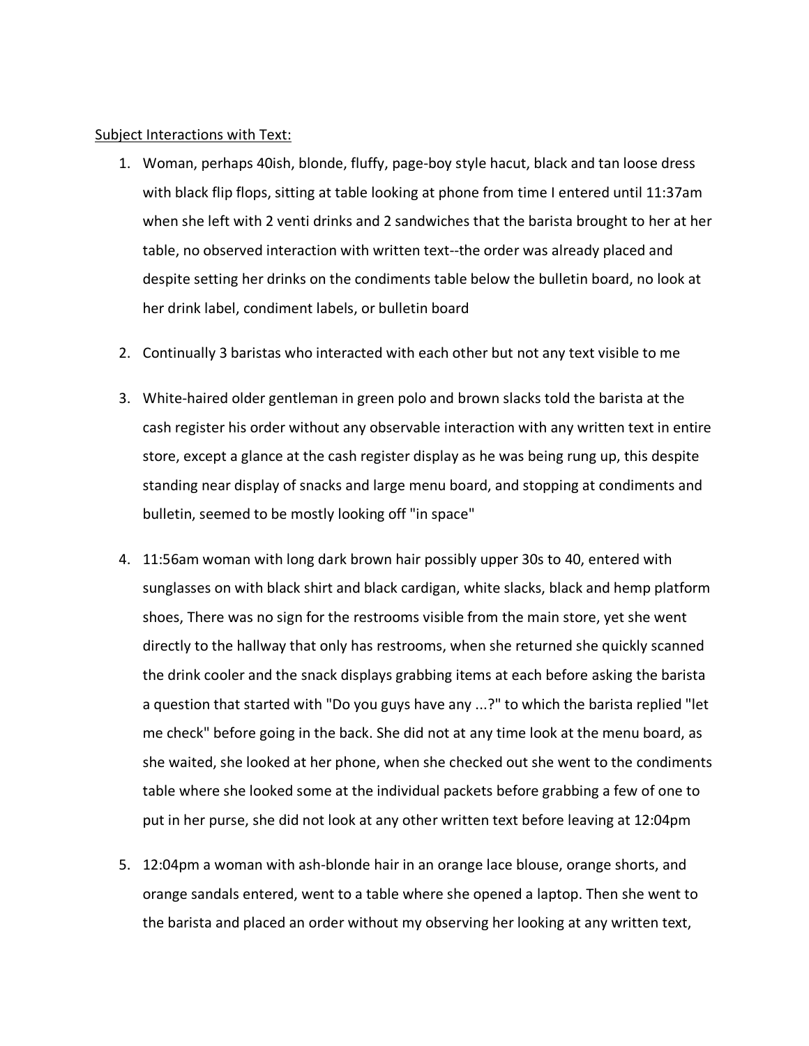<u>Subject Interactions with Text:</u>

1. Woman, perhaps 40ish, blonde, fluffy, page-boy style hacut, black and tan loose dress with black flip flops, sitting at table looking at phone from time I entered until 11:37am when she left with 2 venti drinks and 2 sandwiches that the barista brought to her at her table, no observed interaction with written text--the order was already placed and despite setting her drinks on the condiments table below the bulletin board, no look at her drink label, condiment labels, or bulletin board

2. Continually 3 baristas who interacted with each other but not any text visible to me

3. White-haired older gentleman in green polo and brown slacks told the barista at the cash register his order without any observable interaction with any written text in entire store, except a glance at the cash register display as he was being rung up, this despite standing near display of snacks and large menu board, and stopping at condiments and bulletin, seemed to be mostly looking off "in space"

4. 11:56am woman with long dark brown hair possibly upper 30s to 40, entered with sunglasses on with black shirt and black cardigan, white slacks, black and hemp platform shoes, There was no sign for the restrooms visible from the main store, yet she went directly to the hallway that only has restrooms, when she returned she quickly scanned the drink cooler and the snack displays grabbing items at each before asking the barista a question that started with "Do you guys have any ...?" to which the barista replied "let me check" before going in the back. She did not at any time look at the menu board, as she waited, she looked at her phone, when she checked out she went to the condiments table where she looked some at the individual packets before grabbing a few of one to put in her purse, she did not look at any other written text before leaving at 12:04pm

5. 12:04pm a woman with ash-blonde hair in an orange lace blouse, orange shorts, and orange sandals entered, went to a table where she opened a laptop. Then she went to the barista and placed an order without my observing her looking at any written text,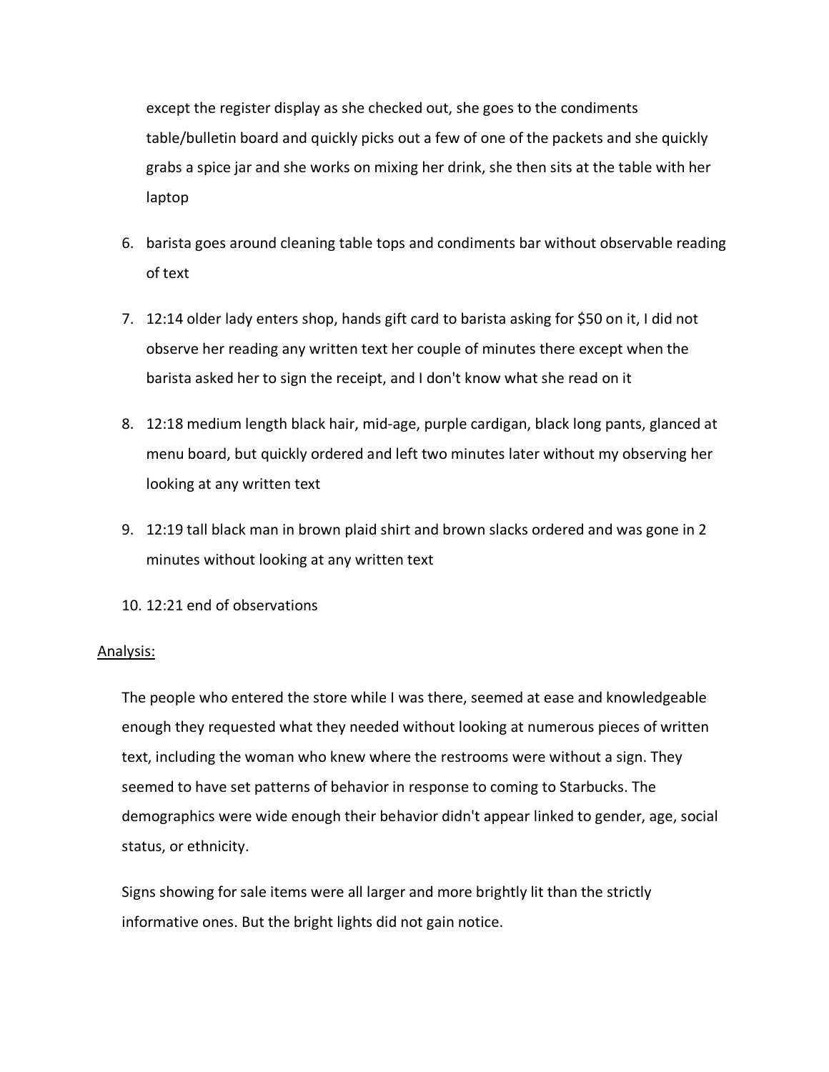except the register display as she checked out, she goes to the condiments table/bulletin board and quickly picks out a few of one of the packets and she quickly grabs a spice jar and she works on mixing her drink, she then sits at the table with her laptop

6. barista goes around cleaning table tops and condiments bar without observable reading of text
7. 12:14 older lady enters shop, hands gift card to barista asking for $50 on it, I did not observe her reading any written text her couple of minutes there except when the barista asked her to sign the receipt, and I don't know what she read on it
8. 12:18 medium length black hair, mid-age, purple cardigan, black long pants, glanced at menu board, but quickly ordered and left two minutes later without my observing her looking at any written text
9. 12:19 tall black man in brown plaid shirt and brown slacks ordered and was gone in 2 minutes without looking at any written text
10. 12:21 end of observations

<u>Analysis:</u>

The people who entered the store while I was there, seemed at ease and knowledgeable enough they requested what they needed without looking at numerous pieces of written text, including the woman who knew where the restrooms were without a sign. They seemed to have set patterns of behavior in response to coming to Starbucks. The demographics were wide enough their behavior didn't appear linked to gender, age, social status, or ethnicity.

Signs showing for sale items were all larger and more brightly lit than the strictly informative ones. But the bright lights did not gain notice.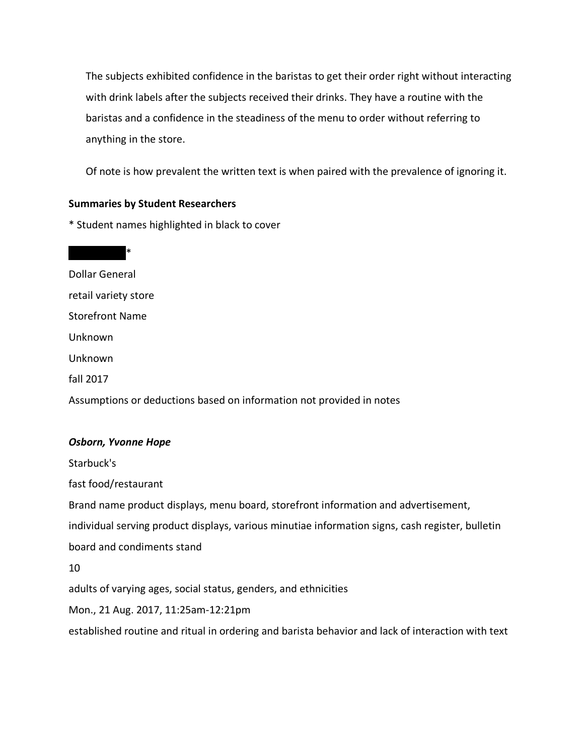The subjects exhibited confidence in the baristas to get their order right without interacting with drink labels after the subjects received their drinks. They have a routine with the baristas and a confidence in the steadiness of the menu to order without referring to anything in the store.

Of note is how prevalent the written text is when paired with the prevalence of ignoring it.

**Summaries by Student Researchers**

* Student names highlighted in black to cover

█████████*

Dollar General

retail variety store

Storefront Name

Unknown

Unknown

fall 2017

Assumptions or deductions based on information not provided in notes

***Osborn, Yvonne Hope***

Starbuck's

fast food/restaurant

Brand name product displays, menu board, storefront information and advertisement, individual serving product displays, various minutiae information signs, cash register, bulletin board and condiments stand

10

adults of varying ages, social status, genders, and ethnicities

Mon., 21 Aug. 2017, 11:25am-12:21pm

established routine and ritual in ordering and barista behavior and lack of interaction with text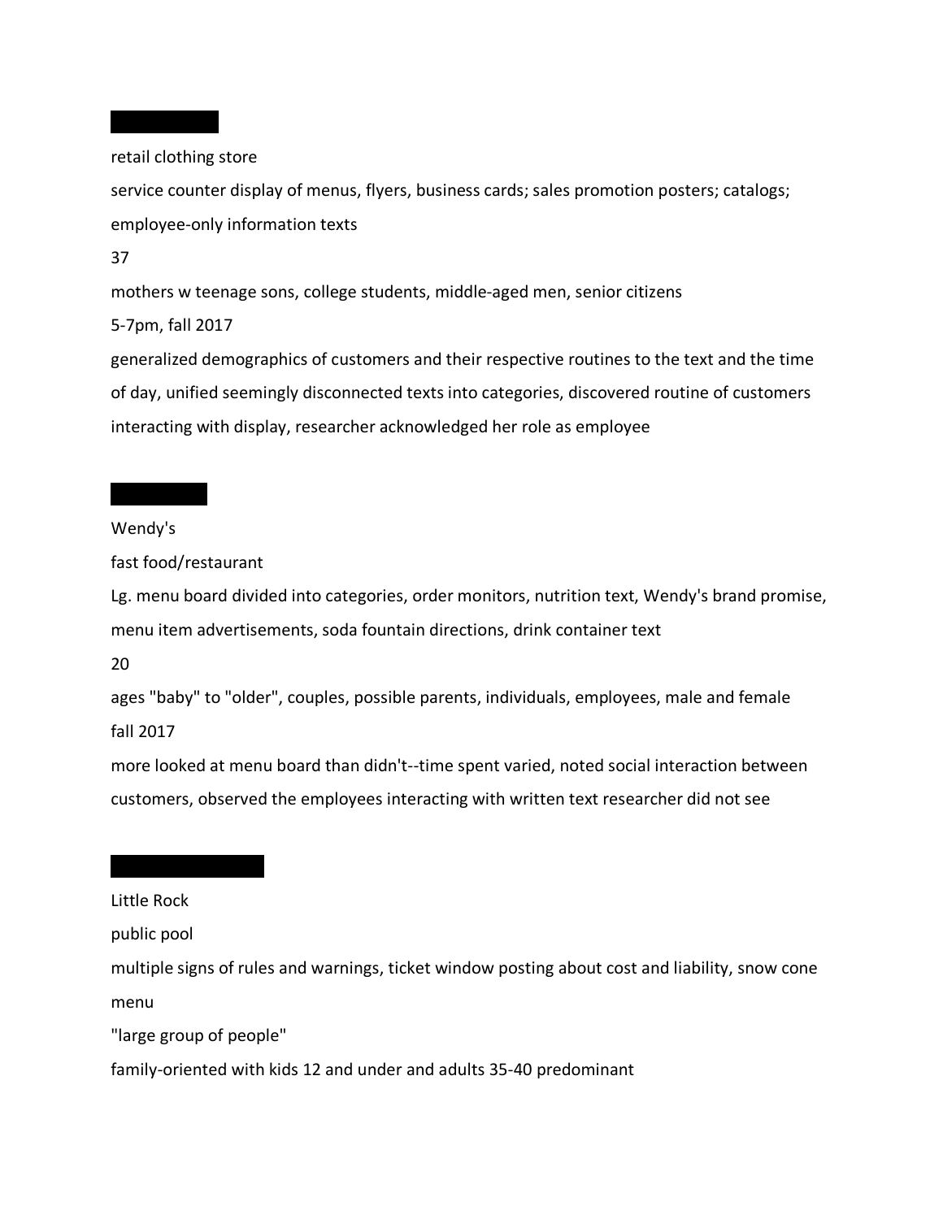retail clothing store

service counter display of menus, flyers, business cards; sales promotion posters; catalogs; employee-only information texts

37

mothers w teenage sons, college students, middle-aged men, senior citizens

5-7pm, fall 2017

generalized demographics of customers and their respective routines to the text and the time of day, unified seemingly disconnected texts into categories, discovered routine of customers interacting with display, researcher acknowledged her role as employee

Wendy's

fast food/restaurant

Lg. menu board divided into categories, order monitors, nutrition text, Wendy's brand promise, menu item advertisements, soda fountain directions, drink container text

20

ages "baby" to "older", couples, possible parents, individuals, employees, male and female

fall 2017

more looked at menu board than didn't--time spent varied, noted social interaction between customers, observed the employees interacting with written text researcher did not see

Little Rock

public pool

multiple signs of rules and warnings, ticket window posting about cost and liability, snow cone menu

"large group of people"

family-oriented with kids 12 and under and adults 35-40 predominant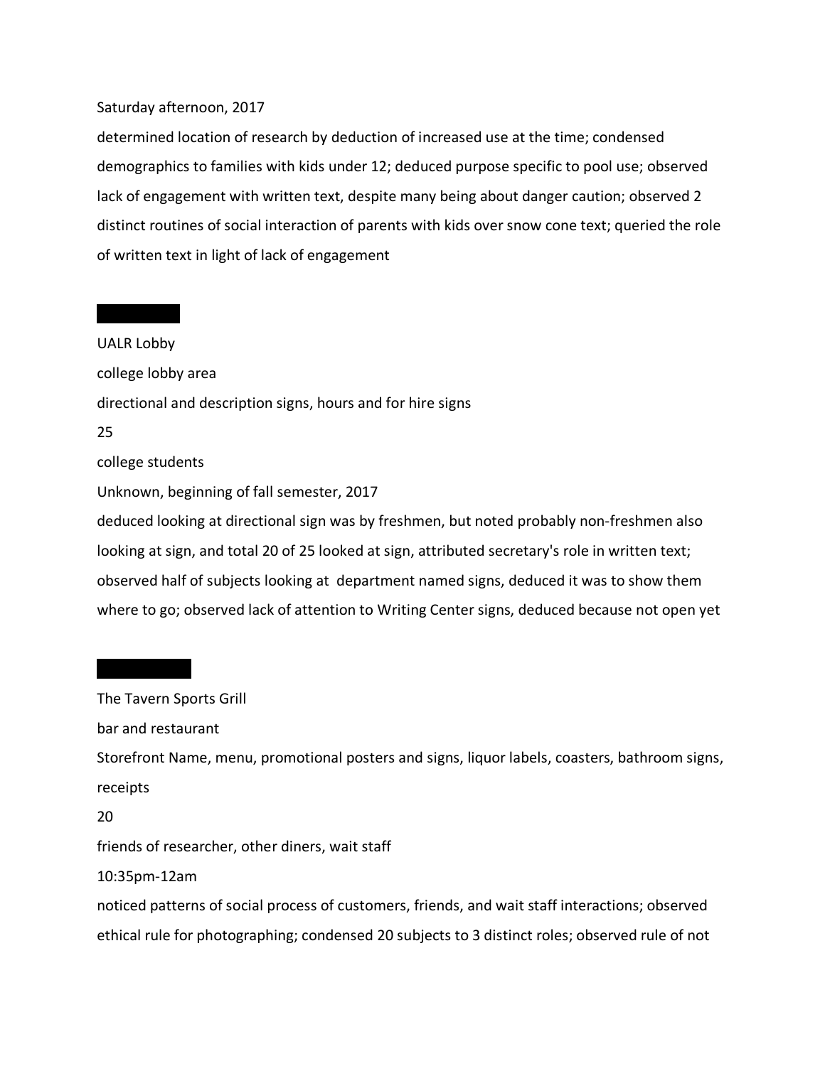Saturday afternoon, 2017

determined location of research by deduction of increased use at the time; condensed demographics to families with kids under 12; deduced purpose specific to pool use; observed lack of engagement with written text, despite many being about danger caution; observed 2 distinct routines of social interaction of parents with kids over snow cone text; queried the role of written text in light of lack of engagement

UALR Lobby

college lobby area

directional and description signs, hours and for hire signs

25

college students

Unknown, beginning of fall semester, 2017

deduced looking at directional sign was by freshmen, but noted probably non-freshmen also looking at sign, and total 20 of 25 looked at sign, attributed secretary's role in written text; observed half of subjects looking at department named signs, deduced it was to show them where to go; observed lack of attention to Writing Center signs, deduced because not open yet

The Tavern Sports Grill

bar and restaurant

Storefront Name, menu, promotional posters and signs, liquor labels, coasters, bathroom signs, receipts

20

friends of researcher, other diners, wait staff

10:35pm-12am

noticed patterns of social process of customers, friends, and wait staff interactions; observed ethical rule for photographing; condensed 20 subjects to 3 distinct roles; observed rule of not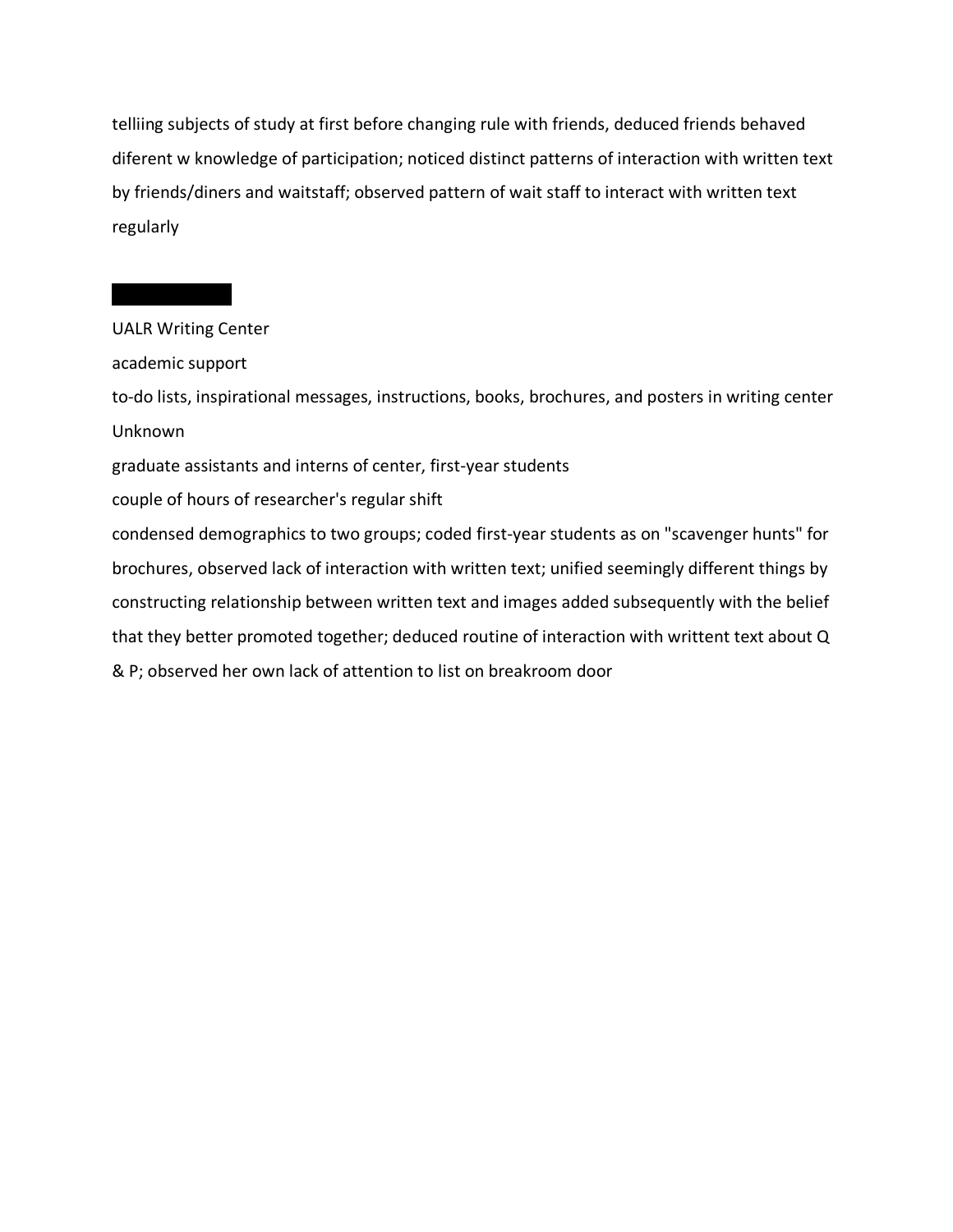telliing subjects of study at first before changing rule with friends, deduced friends behaved diferent w knowledge of participation; noticed distinct patterns of interaction with written text by friends/diners and waitstaff; observed pattern of wait staff to interact with written text regularly

UALR Writing Center

academic support

to-do lists, inspirational messages, instructions, books, brochures, and posters in writing center

Unknown

graduate assistants and interns of center, first-year students

couple of hours of researcher's regular shift

condensed demographics to two groups; coded first-year students as on "scavenger hunts" for brochures, observed lack of interaction with written text; unified seemingly different things by constructing relationship between written text and images added subsequently with the belief that they better promoted together; deduced routine of interaction with writtent text about Q & P; observed her own lack of attention to list on breakroom door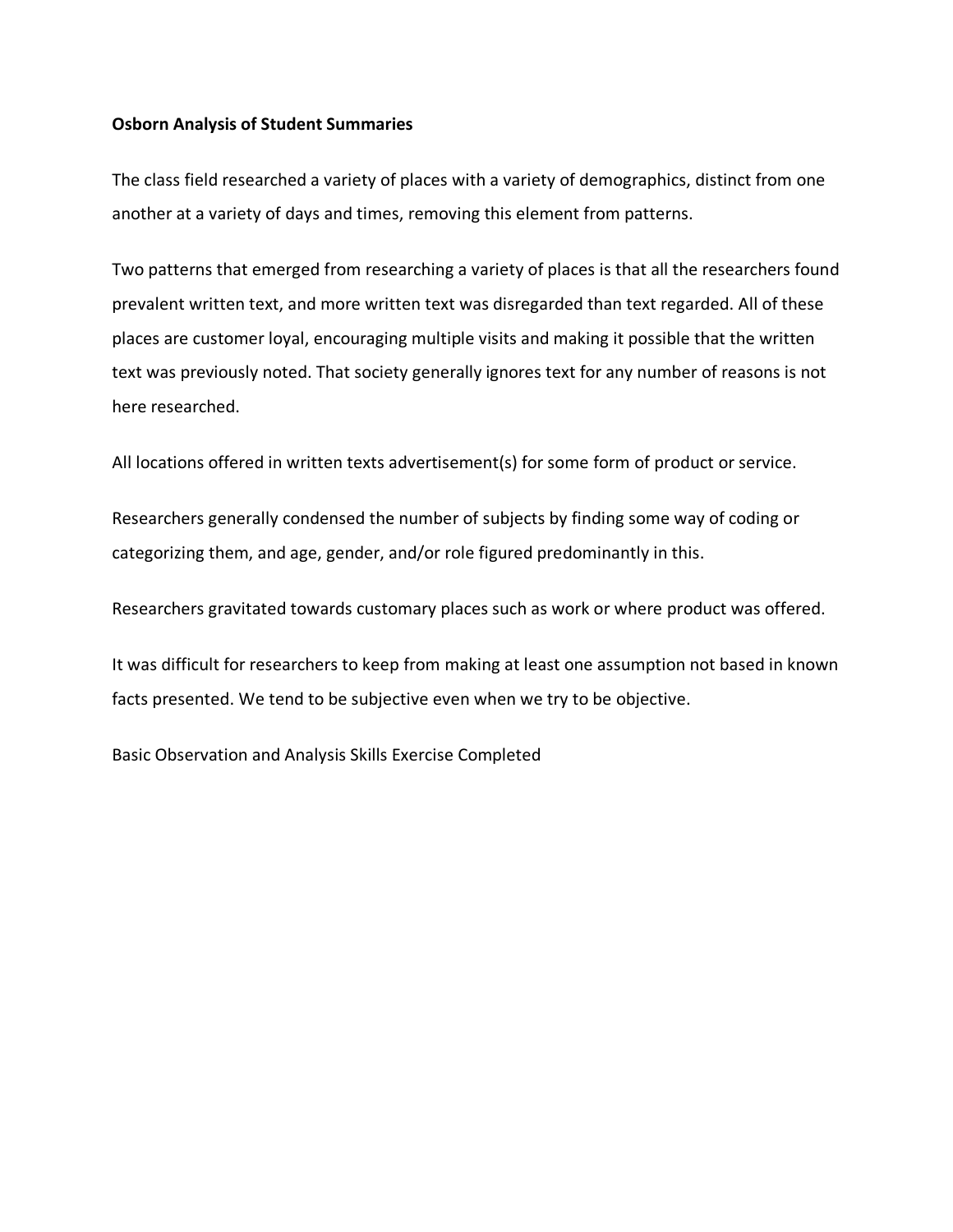**Osborn Analysis of Student Summaries**

The class field researched a variety of places with a variety of demographics, distinct from one another at a variety of days and times, removing this element from patterns.

Two patterns that emerged from researching a variety of places is that all the researchers found prevalent written text, and more written text was disregarded than text regarded. All of these places are customer loyal, encouraging multiple visits and making it possible that the written text was previously noted. That society generally ignores text for any number of reasons is not here researched.

All locations offered in written texts advertisement(s) for some form of product or service.

Researchers generally condensed the number of subjects by finding some way of coding or categorizing them, and age, gender, and/or role figured predominantly in this.

Researchers gravitated towards customary places such as work or where product was offered.

It was difficult for researchers to keep from making at least one assumption not based in known facts presented. We tend to be subjective even when we try to be objective.

Basic Observation and Analysis Skills Exercise Completed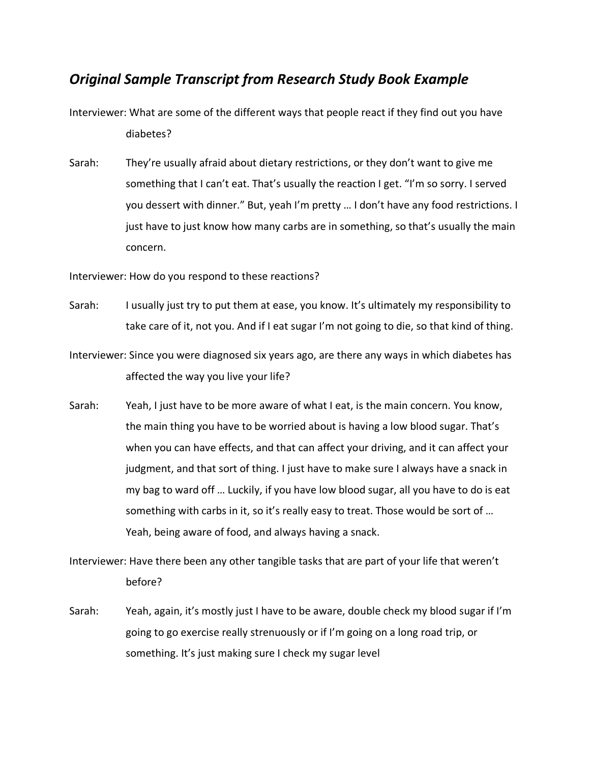## *Original Sample Transcript from Research Study Book Example*

Interviewer: What are some of the different ways that people react if they find out you have diabetes?

Sarah: They're usually afraid about dietary restrictions, or they don't want to give me something that I can't eat. That's usually the reaction I get. "I'm so sorry. I served you dessert with dinner." But, yeah I'm pretty … I don't have any food restrictions. I just have to just know how many carbs are in something, so that's usually the main concern.

Interviewer: How do you respond to these reactions?

Sarah: I usually just try to put them at ease, you know. It's ultimately my responsibility to take care of it, not you. And if I eat sugar I'm not going to die, so that kind of thing.

Interviewer: Since you were diagnosed six years ago, are there any ways in which diabetes has affected the way you live your life?

Sarah: Yeah, I just have to be more aware of what I eat, is the main concern. You know, the main thing you have to be worried about is having a low blood sugar. That's when you can have effects, and that can affect your driving, and it can affect your judgment, and that sort of thing. I just have to make sure I always have a snack in my bag to ward off … Luckily, if you have low blood sugar, all you have to do is eat something with carbs in it, so it's really easy to treat. Those would be sort of … Yeah, being aware of food, and always having a snack.

Interviewer: Have there been any other tangible tasks that are part of your life that weren't before?

Sarah: Yeah, again, it's mostly just I have to be aware, double check my blood sugar if I'm going to go exercise really strenuously or if I'm going on a long road trip, or something. It's just making sure I check my sugar level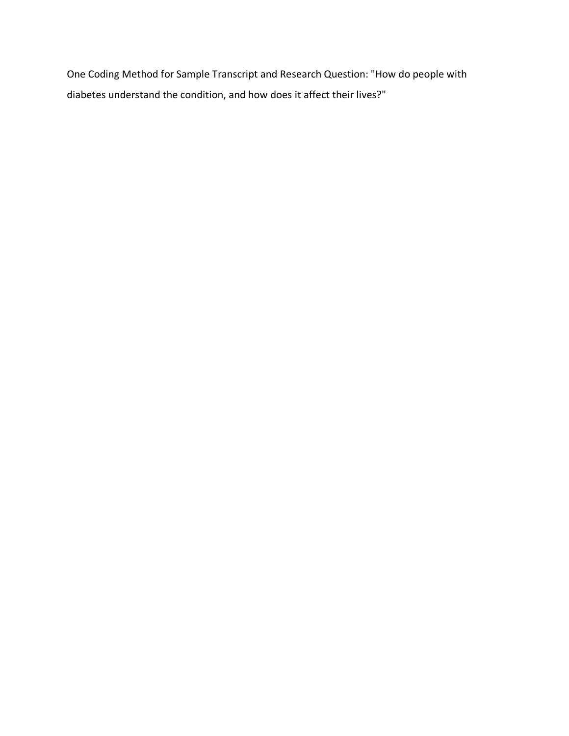One Coding Method for Sample Transcript and Research Question: "How do people with diabetes understand the condition, and how does it affect their lives?"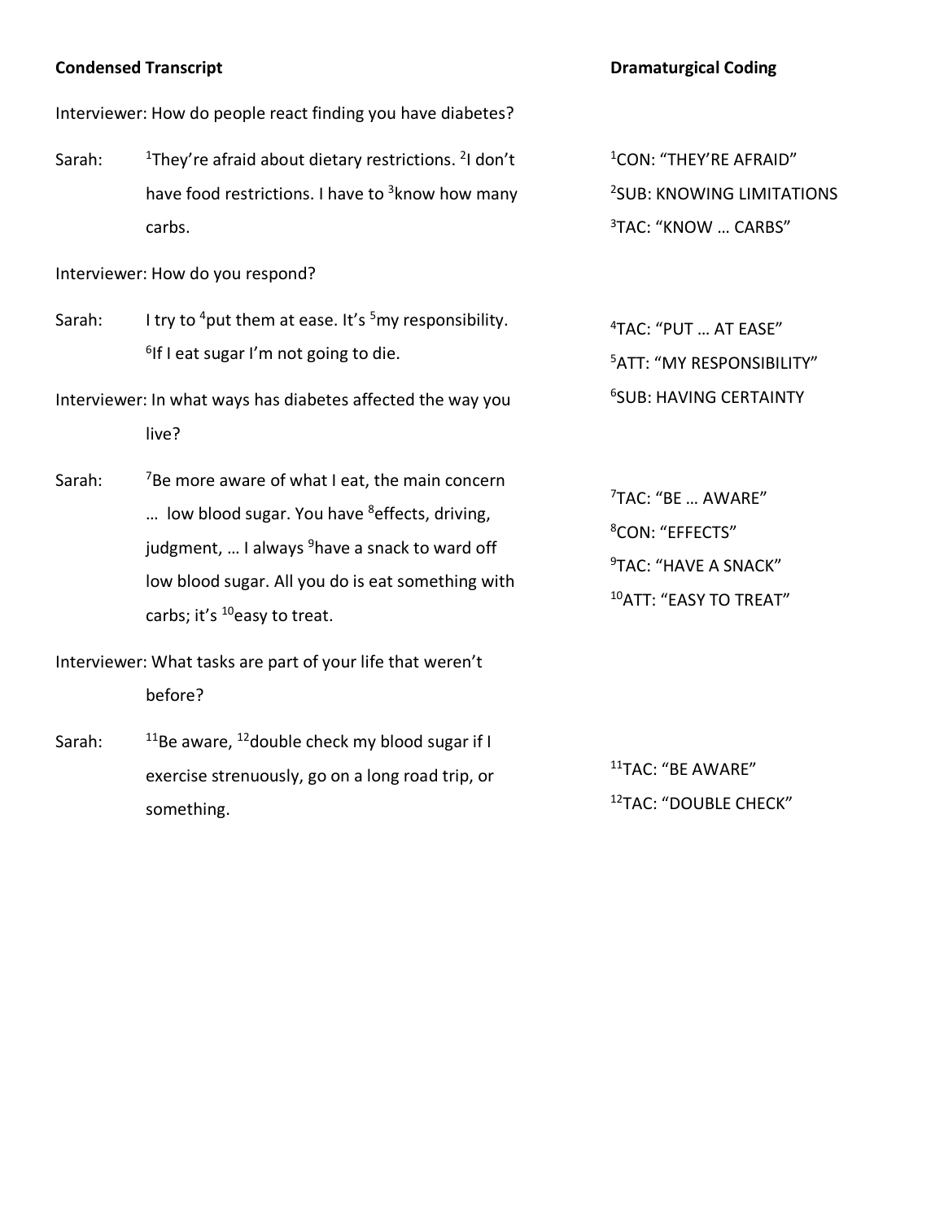| **Condensed Transcript** | | **Dramaturgical Coding** |
|---|---|---|
| Interviewer: | How do people react finding you have diabetes? | |
| Sarah: | [1]They're afraid about dietary restrictions. [2]I don't have food restrictions. I have to [3]know how many carbs. | [1]CON: "THEY'RE AFRAID"<br>[2]SUB: KNOWING LIMITATIONS<br>[3]TAC: "KNOW … CARBS" |
| Interviewer: | How do you respond? | |
| Sarah: | I try to [4]put them at ease. It's [5]my responsibility. [6]If I eat sugar I'm not going to die. | [4]TAC: "PUT … AT EASE"<br>[5]ATT: "MY RESPONSIBILITY"<br>[6]SUB: HAVING CERTAINTY |
| Interviewer: | In what ways has diabetes affected the way you live? | |
| Sarah: | [7]Be more aware of what I eat, the main concern … low blood sugar. You have [8]effects, driving, judgment, … I always [9]have a snack to ward off low blood sugar. All you do is eat something with carbs; it's [10]easy to treat. | [7]TAC: "BE … AWARE"<br>[8]CON: "EFFECTS"<br>[9]TAC: "HAVE A SNACK"<br>[10]ATT: "EASY TO TREAT" |
| Interviewer: | What tasks are part of your life that weren't before? | |
| Sarah: | [11]Be aware, [12]double check my blood sugar if I exercise strenuously, go on a long road trip, or something. | [11]TAC: "BE AWARE"<br>[12]TAC: "DOUBLE CHECK" |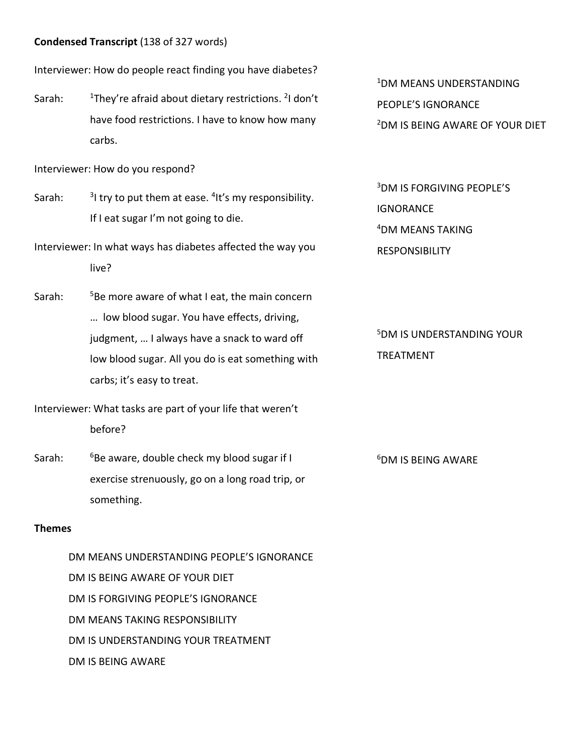**Condensed Transcript** (138 of 327 words)

| | |
|---|---|
| Interviewer: How do people react finding you have diabetes? | |
| Sarah: [1]They're afraid about dietary restrictions. [2]I don't have food restrictions. I have to know how many carbs. | [1]DM MEANS UNDERSTANDING PEOPLE'S IGNORANCE<br>[2]DM IS BEING AWARE OF YOUR DIET |
| Interviewer: How do you respond? | |
| Sarah: [3]I try to put them at ease. [4]It's my responsibility. If I eat sugar I'm not going to die. | [3]DM IS FORGIVING PEOPLE'S IGNORANCE<br>[4]DM MEANS TAKING RESPONSIBILITY |
| Interviewer: In what ways has diabetes affected the way you live? | |
| Sarah: [5]Be more aware of what I eat, the main concern … low blood sugar. You have effects, driving, judgment, … I always have a snack to ward off low blood sugar. All you do is eat something with carbs; it's easy to treat. | [5]DM IS UNDERSTANDING YOUR TREATMENT |
| Interviewer: What tasks are part of your life that weren't before? | |
| Sarah: [6]Be aware, double check my blood sugar if I exercise strenuously, go on a long road trip, or something. | [6]DM IS BEING AWARE |

**Themes**

- DM MEANS UNDERSTANDING PEOPLE'S IGNORANCE
- DM IS BEING AWARE OF YOUR DIET
- DM IS FORGIVING PEOPLE'S IGNORANCE
- DM MEANS TAKING RESPONSIBILITY
- DM IS UNDERSTANDING YOUR TREATMENT
- DM IS BEING AWARE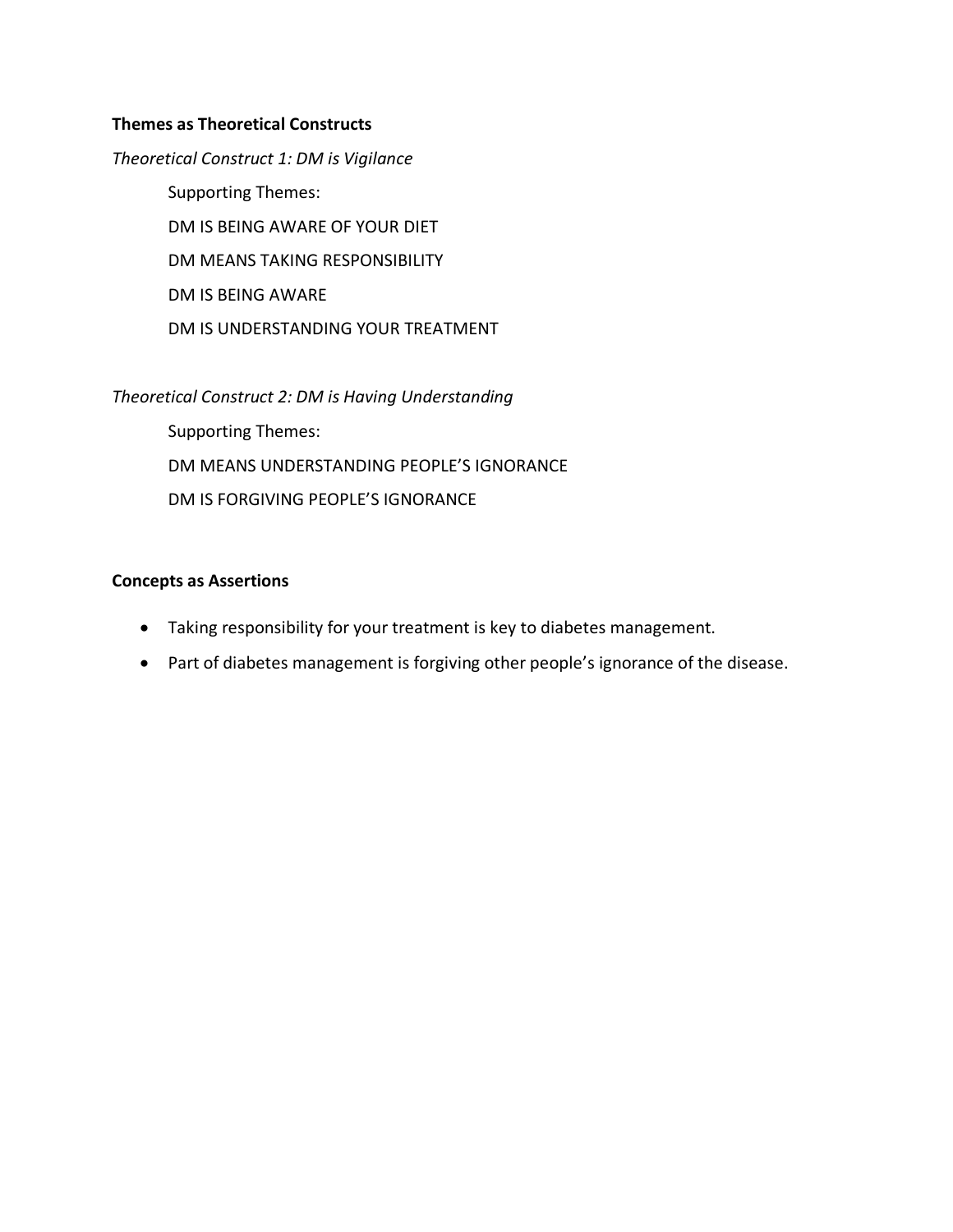**Themes as Theoretical Constructs**

*Theoretical Construct 1: DM is Vigilance*

Supporting Themes:

DM IS BEING AWARE OF YOUR DIET

DM MEANS TAKING RESPONSIBILITY

DM IS BEING AWARE

DM IS UNDERSTANDING YOUR TREATMENT

*Theoretical Construct 2: DM is Having Understanding*

Supporting Themes:

DM MEANS UNDERSTANDING PEOPLE'S IGNORANCE

DM IS FORGIVING PEOPLE'S IGNORANCE

**Concepts as Assertions**

- Taking responsibility for your treatment is key to diabetes management.
- Part of diabetes management is forgiving other people's ignorance of the disease.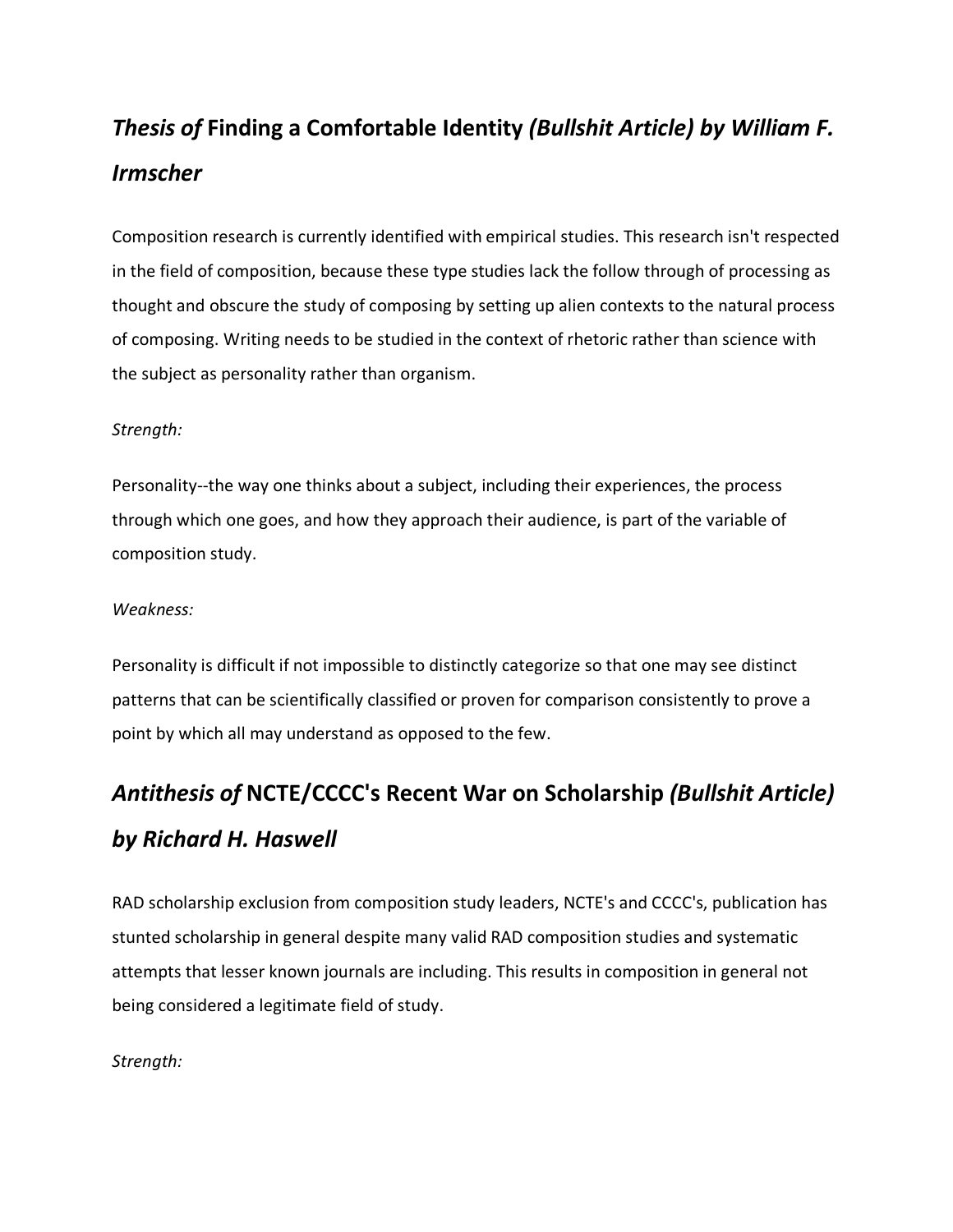## *Thesis of* Finding a Comfortable Identity *(Bullshit Article) by William F. Irmscher*

Composition research is currently identified with empirical studies. This research isn't respected in the field of composition, because these type studies lack the follow through of processing as thought and obscure the study of composing by setting up alien contexts to the natural process of composing. Writing needs to be studied in the context of rhetoric rather than science with the subject as personality rather than organism.

*Strength:*

Personality--the way one thinks about a subject, including their experiences, the process through which one goes, and how they approach their audience, is part of the variable of composition study.

*Weakness:*

Personality is difficult if not impossible to distinctly categorize so that one may see distinct patterns that can be scientifically classified or proven for comparison consistently to prove a point by which all may understand as opposed to the few.

## *Antithesis of* NCTE/CCCC's Recent War on Scholarship *(Bullshit Article) by Richard H. Haswell*

RAD scholarship exclusion from composition study leaders, NCTE's and CCCC's, publication has stunted scholarship in general despite many valid RAD composition studies and systematic attempts that lesser known journals are including. This results in composition in general not being considered a legitimate field of study.

*Strength:*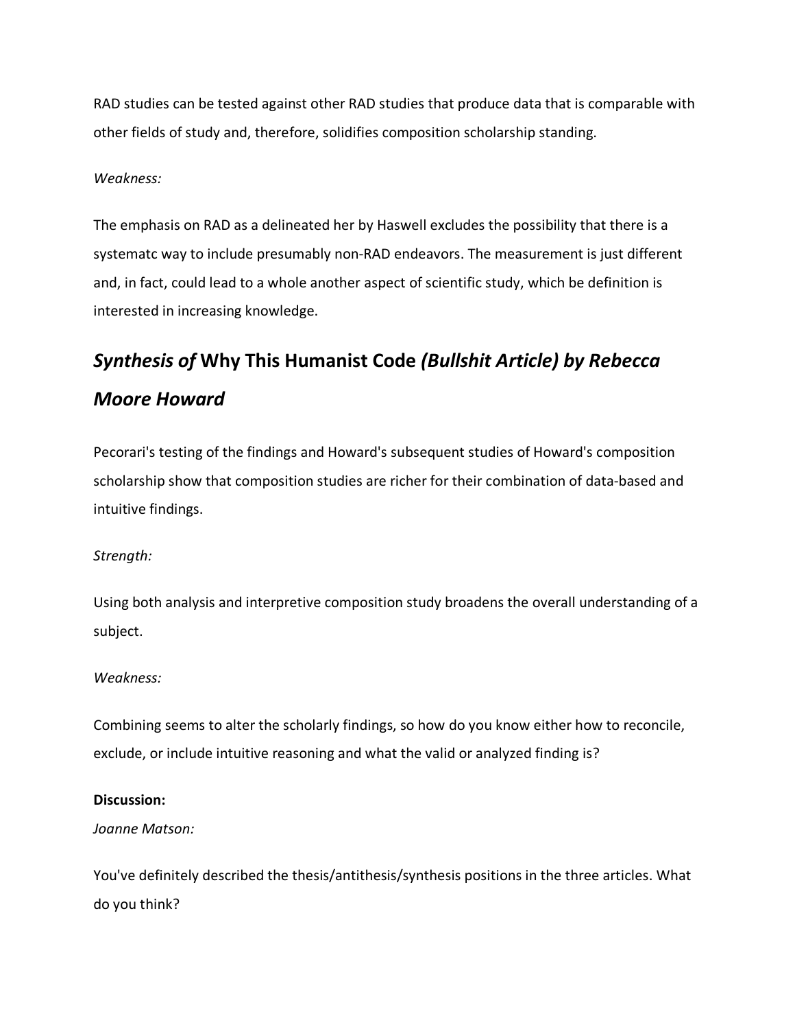RAD studies can be tested against other RAD studies that produce data that is comparable with other fields of study and, therefore, solidifies composition scholarship standing.

*Weakness:*

The emphasis on RAD as a delineated her by Haswell excludes the possibility that there is a systematc way to include presumably non-RAD endeavors. The measurement is just different and, in fact, could lead to a whole another aspect of scientific study, which be definition is interested in increasing knowledge.

## *Synthesis of* Why This Humanist Code *(Bullshit Article) by Rebecca Moore Howard*

Pecorari's testing of the findings and Howard's subsequent studies of Howard's composition scholarship show that composition studies are richer for their combination of data-based and intuitive findings.

*Strength:*

Using both analysis and interpretive composition study broadens the overall understanding of a subject.

*Weakness:*

Combining seems to alter the scholarly findings, so how do you know either how to reconcile, exclude, or include intuitive reasoning and what the valid or analyzed finding is?

**Discussion:**

*Joanne Matson:*

You've definitely described the thesis/antithesis/synthesis positions in the three articles. What do you think?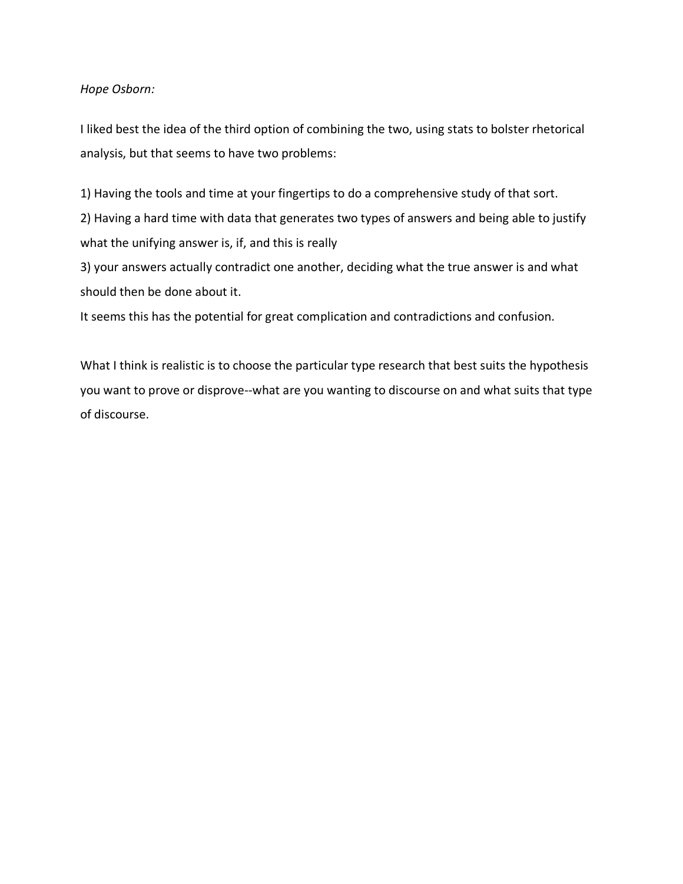*Hope Osborn:*

I liked best the idea of the third option of combining the two, using stats to bolster rhetorical analysis, but that seems to have two problems:

1) Having the tools and time at your fingertips to do a comprehensive study of that sort.
2) Having a hard time with data that generates two types of answers and being able to justify what the unifying answer is, if, and this is really
3) your answers actually contradict one another, deciding what the true answer is and what should then be done about it.

It seems this has the potential for great complication and contradictions and confusion.

What I think is realistic is to choose the particular type research that best suits the hypothesis you want to prove or disprove--what are you wanting to discourse on and what suits that type of discourse.